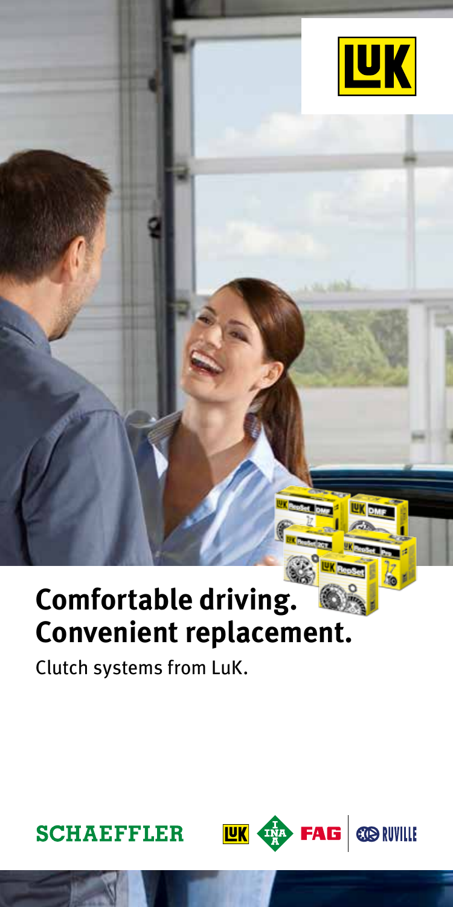# Comfortable driving. Convenient replacement.

Clutch systems from LuK.

SCHAEFFLER LuK INA FAG RUVILLE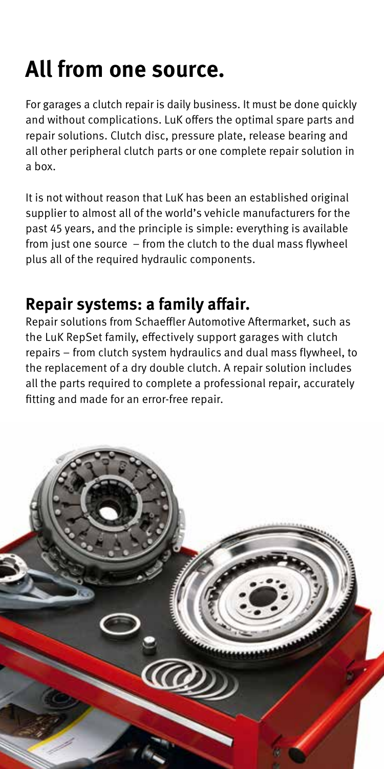# All from one source.

For garages a clutch repair is daily business. It must be done quickly and without complications. LuK offers the optimal spare parts and repair solutions. Clutch disc, pressure plate, release bearing and all other peripheral clutch parts or one complete repair solution in a box.

It is not without reason that LuK has been an established original supplier to almost all of the world's vehicle manufacturers for the past 45 years, and the principle is simple: everything is available from just one source – from the clutch to the dual mass flywheel plus all of the required hydraulic components.

## Repair systems: a family affair.

Repair solutions from Schaeffler Automotive Aftermarket, such as the LuK RepSet family, effectively support garages with clutch repairs – from clutch system hydraulics and dual mass flywheel, to the replacement of a dry double clutch. A repair solution includes all the parts required to complete a professional repair, accurately fitting and made for an error-free repair.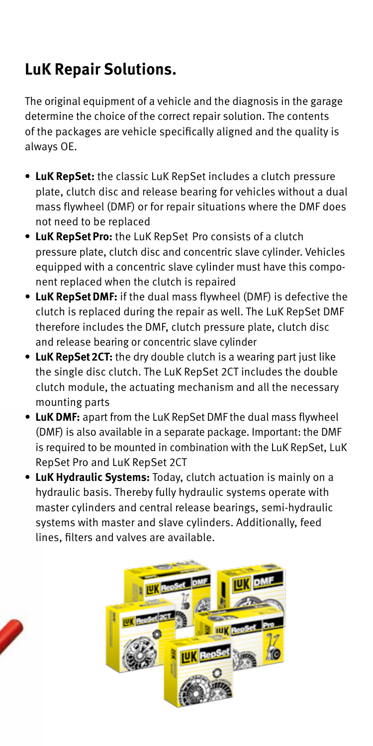## LuK Repair Solutions.

The original equipment of a vehicle and the diagnosis in the garage determine the choice of the correct repair solution. The contents of the packages are vehicle specifically aligned and the quality is always OE.

- **LuK RepSet:** the classic LuK RepSet includes a clutch pressure plate, clutch disc and release bearing for vehicles without a dual mass flywheel (DMF) or for repair situations where the DMF does not need to be replaced
- **LuK RepSet Pro:** the LuK RepSet Pro consists of a clutch pressure plate, clutch disc and concentric slave cylinder. Vehicles equipped with a concentric slave cylinder must have this component replaced when the clutch is repaired
- **LuK RepSet DMF:** if the dual mass flywheel (DMF) is defective the clutch is replaced during the repair as well. The LuK RepSet DMF therefore includes the DMF, clutch pressure plate, clutch disc and release bearing or concentric slave cylinder
- **LuK RepSet 2CT:** the dry double clutch is a wearing part just like the single disc clutch. The LuK RepSet 2CT includes the double clutch module, the actuating mechanism and all the necessary mounting parts
- **LuK DMF:** apart from the LuK RepSet DMF the dual mass flywheel (DMF) is also available in a separate package. Important: the DMF is required to be mounted in combination with the LuK RepSet, LuK RepSet Pro and LuK RepSet 2CT
- **LuK Hydraulic Systems:** Today, clutch actuation is mainly on a hydraulic basis. Thereby fully hydraulic systems operate with master cylinders and central release bearings, semi-hydraulic systems with master and slave cylinders. Additionally, feed lines, filters and valves are available.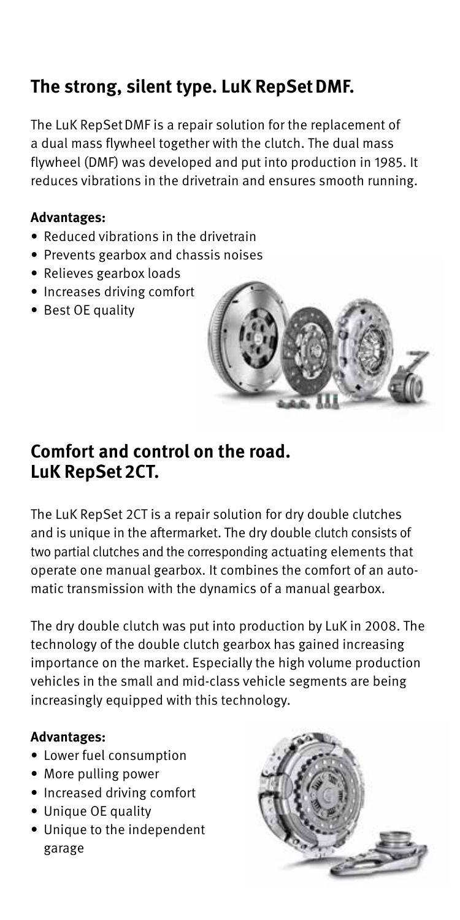## The strong, silent type. LuK RepSet DMF.

The LuK RepSet DMF is a repair solution for the replacement of a dual mass flywheel together with the clutch. The dual mass flywheel (DMF) was developed and put into production in 1985. It reduces vibrations in the drivetrain and ensures smooth running.

**Advantages:**

- Reduced vibrations in the drivetrain
- Prevents gearbox and chassis noises
- Relieves gearbox loads
- Increases driving comfort
- Best OE quality

## Comfort and control on the road. LuK RepSet 2CT.

The LuK RepSet 2CT is a repair solution for dry double clutches and is unique in the aftermarket. The dry double clutch consists of two partial clutches and the corresponding actuating elements that operate one manual gearbox. It combines the comfort of an automatic transmission with the dynamics of a manual gearbox.

The dry double clutch was put into production by LuK in 2008. The technology of the double clutch gearbox has gained increasing importance on the market. Especially the high volume production vehicles in the small and mid-class vehicle segments are being increasingly equipped with this technology.

**Advantages:**

- Lower fuel consumption
- More pulling power
- Increased driving comfort
- Unique OE quality
- Unique to the independent garage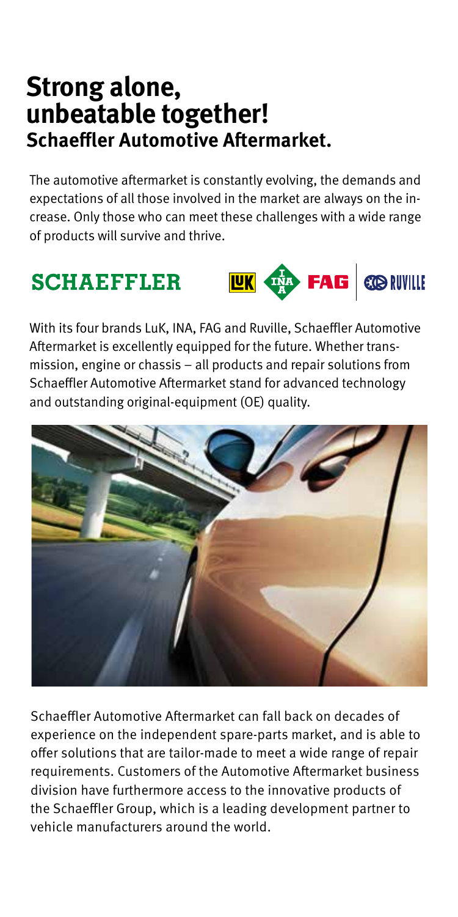# Strong alone, unbeatable together!

## Schaeffler Automotive Aftermarket.

The automotive aftermarket is constantly evolving, the demands and expectations of all those involved in the market are always on the increase. Only those who can meet these challenges with a wide range of products will survive and thrive.

With its four brands LuK, INA, FAG and Ruville, Schaeffler Automotive Aftermarket is excellently equipped for the future. Whether transmission, engine or chassis – all products and repair solutions from Schaeffler Automotive Aftermarket stand for advanced technology and outstanding original-equipment (OE) quality.

Schaeffler Automotive Aftermarket can fall back on decades of experience on the independent spare-parts market, and is able to offer solutions that are tailor-made to meet a wide range of repair requirements. Customers of the Automotive Aftermarket business division have furthermore access to the innovative products of the Schaeffler Group, which is a leading development partner to vehicle manufacturers around the world.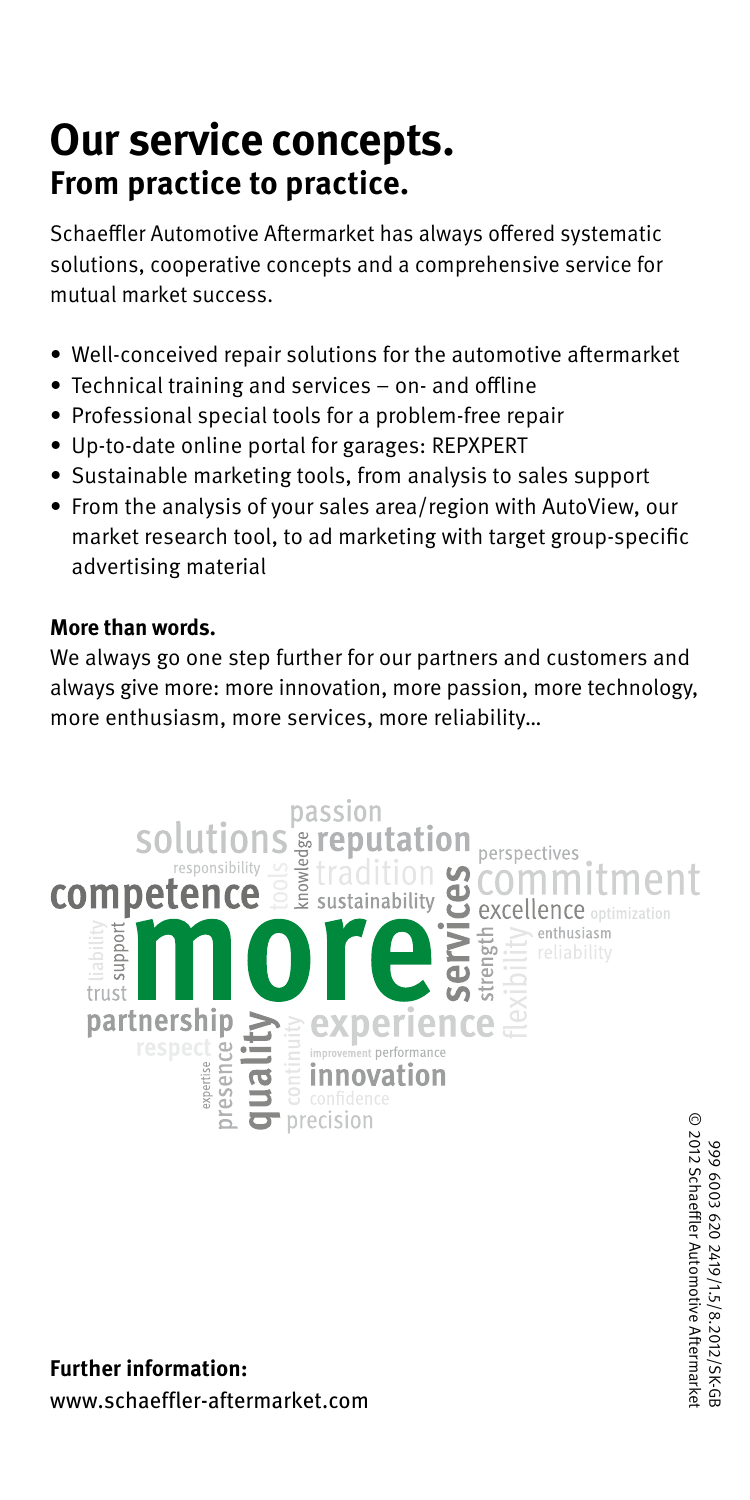# Our service concepts.
## From practice to practice.

Schaeffler Automotive Aftermarket has always offered systematic solutions, cooperative concepts and a comprehensive service for mutual market success.

- Well-conceived repair solutions for the automotive aftermarket
- Technical training and services – on- and offline
- Professional special tools for a problem-free repair
- Up-to-date online portal for garages: REPXPERT
- Sustainable marketing tools, from analysis to sales support
- From the analysis of your sales area/region with AutoView, our market research tool, to ad marketing with target group-specific advertising material

**More than words.**

We always go one step further for our partners and customers and always give more: more innovation, more passion, more technology, more enthusiasm, more services, more reliability…

passion
solutions knowledge reputation perspectives
responsibility tools tradition services commitment
competence sustainability excellence optimization
liability support more strength flexibility enthusiasm reliability
trust
partnership quality experience
respect presence continuity improvement performance
expertise innovation
confidence
precision

**Further information:**
www.schaeffler-aftermarket.com

999 6003 620 2419/1.5/8.2012/SK-GB
© 2012 Schaeffler Automotive Aftermarket